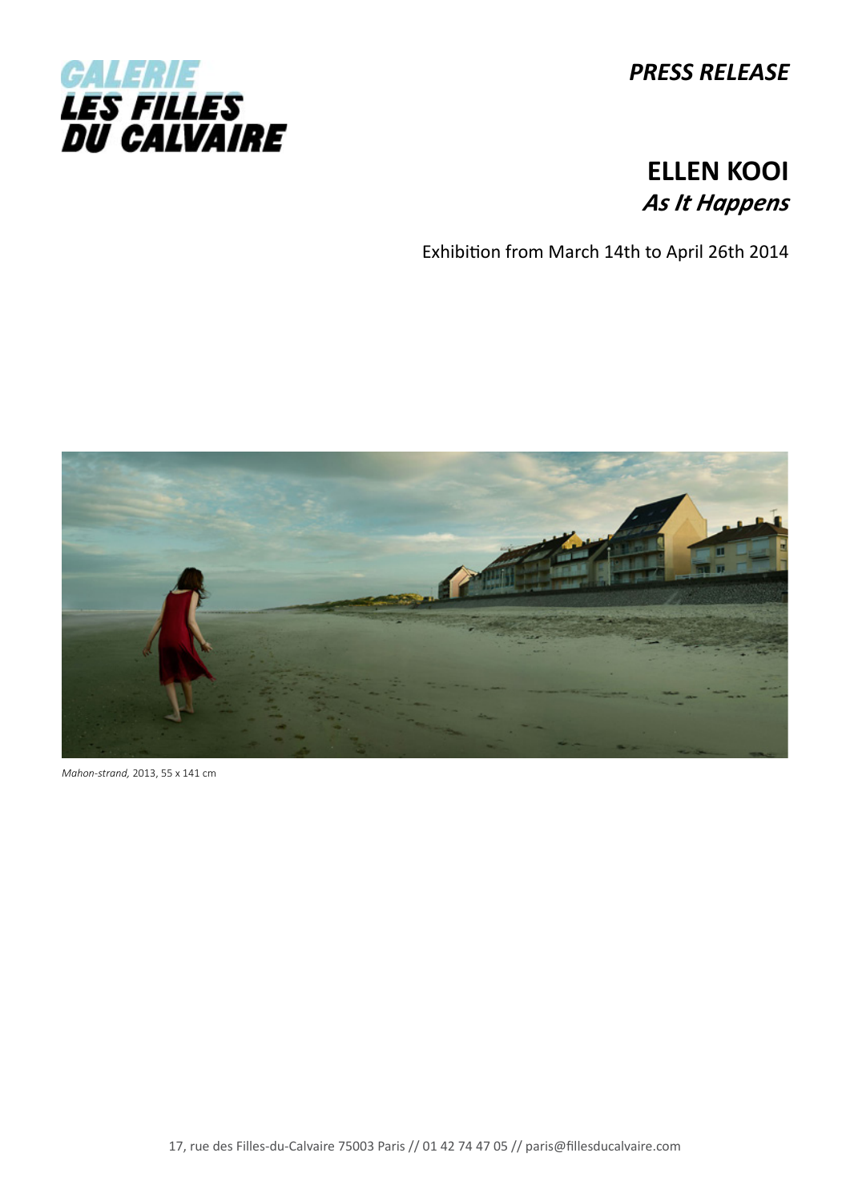GALERIE LES FILLES DU CALVAIRE

***PRESS RELEASE***

# ELLEN KOOI
## *As It Happens*

Exhibition from March 14th to April 26th 2014

*Mahon-strand,* 2013, 55 x 141 cm

17, rue des Filles-du-Calvaire 75003 Paris // 01 42 74 47 05 // paris@fillesducalvaire.com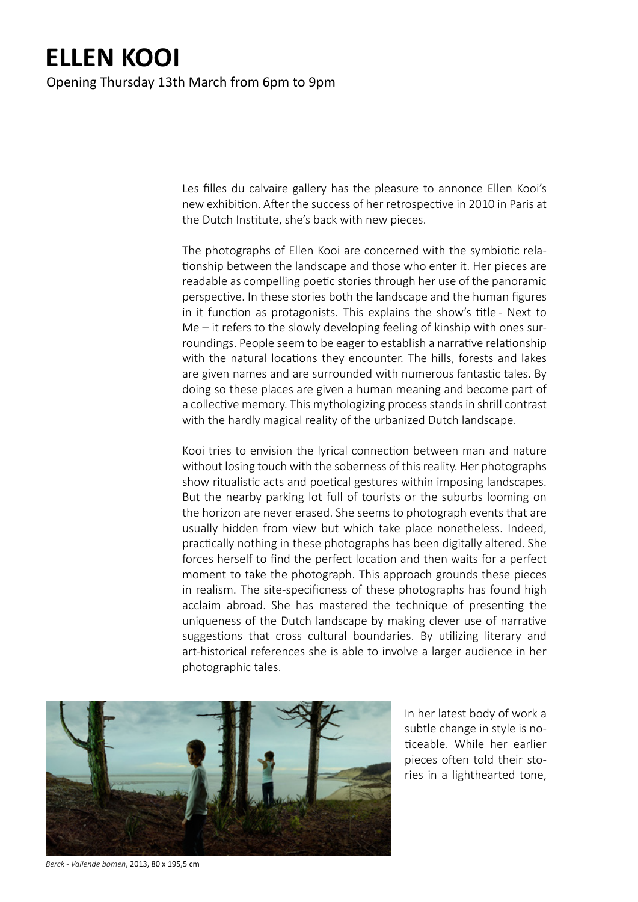# ELLEN KOOI

Opening Thursday 13th March from 6pm to 9pm

Les filles du calvaire gallery has the pleasure to annonce Ellen Kooi's new exhibition. After the success of her retrospective in 2010 in Paris at the Dutch Institute, she's back with new pieces.

The photographs of Ellen Kooi are concerned with the symbiotic relationship between the landscape and those who enter it. Her pieces are readable as compelling poetic stories through her use of the panoramic perspective. In these stories both the landscape and the human figures in it function as protagonists. This explains the show's title - Next to Me – it refers to the slowly developing feeling of kinship with ones surroundings. People seem to be eager to establish a narrative relationship with the natural locations they encounter. The hills, forests and lakes are given names and are surrounded with numerous fantastic tales. By doing so these places are given a human meaning and become part of a collective memory. This mythologizing process stands in shrill contrast with the hardly magical reality of the urbanized Dutch landscape.

Kooi tries to envision the lyrical connection between man and nature without losing touch with the soberness of this reality. Her photographs show ritualistic acts and poetical gestures within imposing landscapes. But the nearby parking lot full of tourists or the suburbs looming on the horizon are never erased. She seems to photograph events that are usually hidden from view but which take place nonetheless. Indeed, practically nothing in these photographs has been digitally altered. She forces herself to find the perfect location and then waits for a perfect moment to take the photograph. This approach grounds these pieces in realism. The site-specificness of these photographs has found high acclaim abroad. She has mastered the technique of presenting the uniqueness of the Dutch landscape by making clever use of narrative suggestions that cross cultural boundaries. By utilizing literary and art-historical references she is able to involve a larger audience in her photographic tales.

*Berck - Vallende bomen*, 2013, 80 x 195,5 cm

In her latest body of work a subtle change in style is noticeable. While her earlier pieces often told their stories in a lighthearted tone,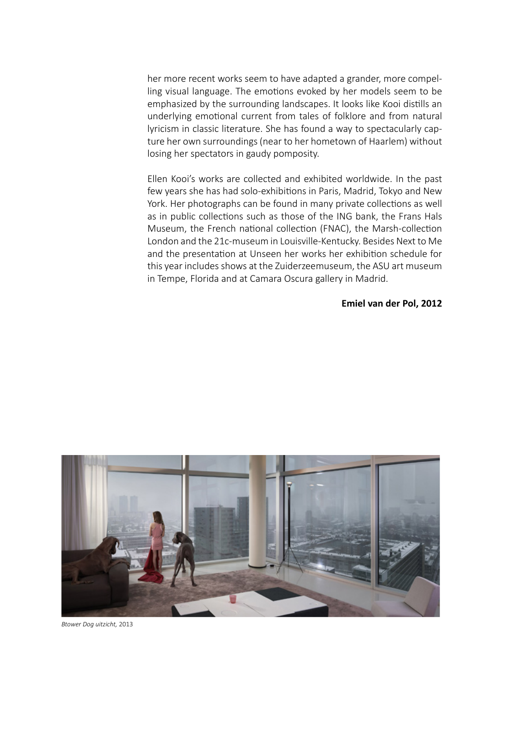her more recent works seem to have adapted a grander, more compelling visual language. The emotions evoked by her models seem to be emphasized by the surrounding landscapes. It looks like Kooi distills an underlying emotional current from tales of folklore and from natural lyricism in classic literature. She has found a way to spectacularly capture her own surroundings (near to her hometown of Haarlem) without losing her spectators in gaudy pomposity.

Ellen Kooi's works are collected and exhibited worldwide. In the past few years she has had solo-exhibitions in Paris, Madrid, Tokyo and New York. Her photographs can be found in many private collections as well as in public collections such as those of the ING bank, the Frans Hals Museum, the French national collection (FNAC), the Marsh-collection London and the 21c-museum in Louisville-Kentucky. Besides Next to Me and the presentation at Unseen her works her exhibition schedule for this year includes shows at the Zuiderzeemuseum, the ASU art museum in Tempe, Florida and at Camara Oscura gallery in Madrid.

**Emiel van der Pol, 2012**

*Btower Dog uitzicht,* 2013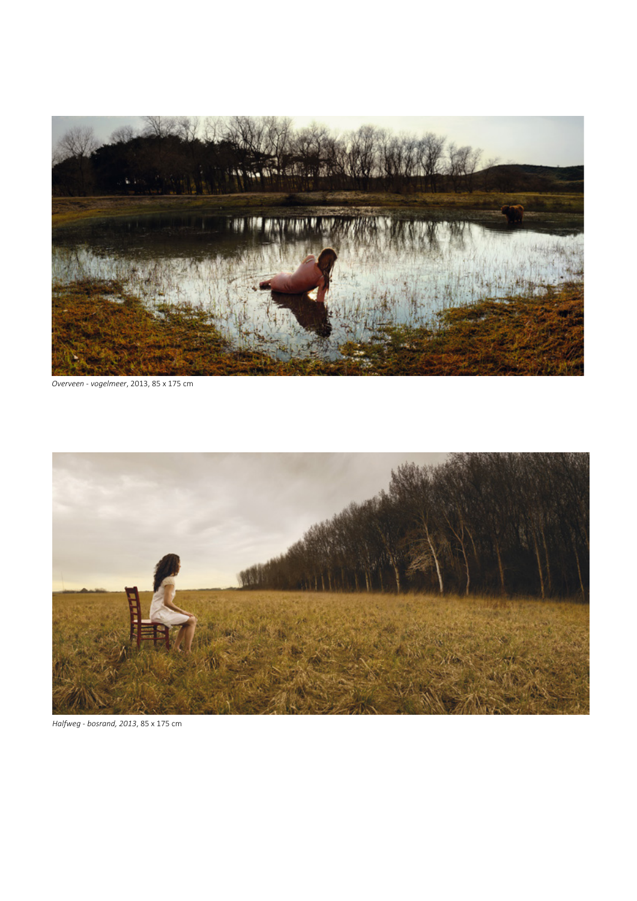*Overveen - vogelmeer*, 2013, 85 x 175 cm

*Halfweg - bosrand, 2013*, 85 x 175 cm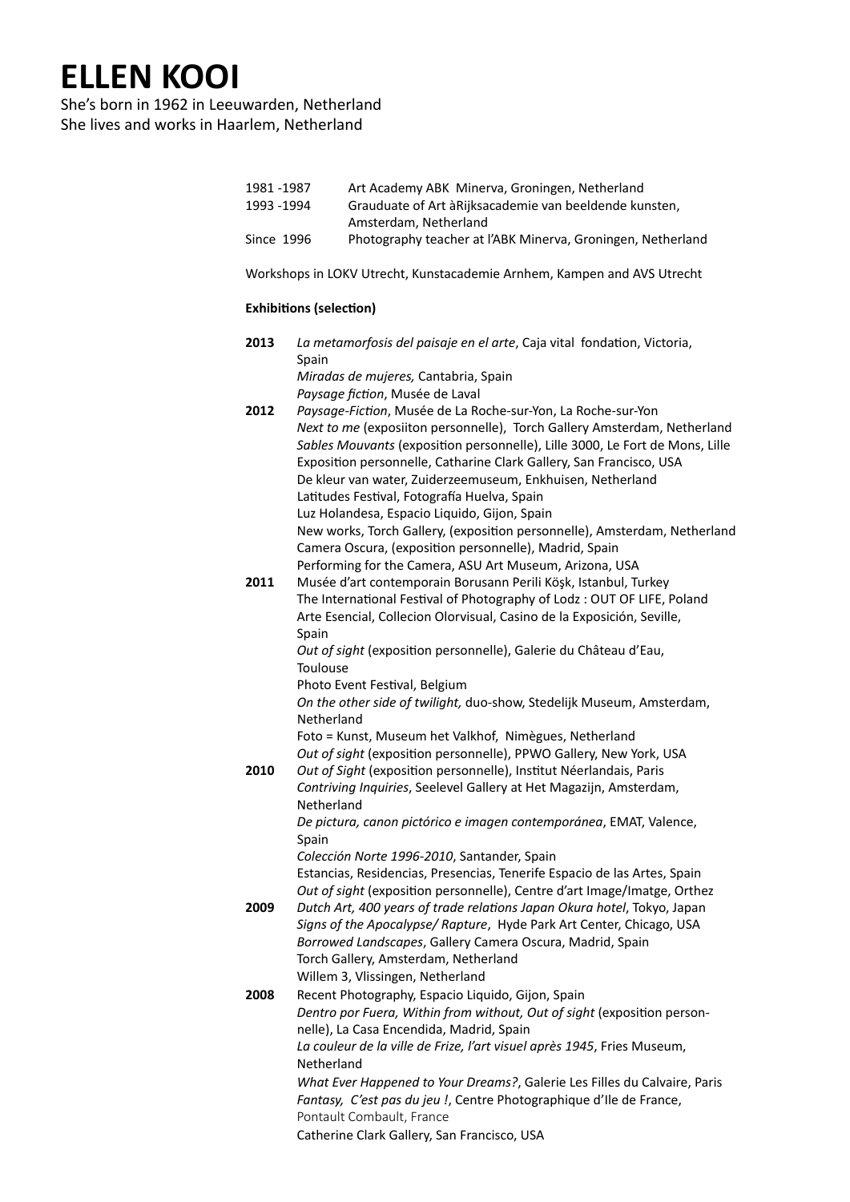# ELLEN KOOI

She's born in 1962 in Leeuwarden, Netherland
She lives and works in Haarlem, Netherland

| | |
|---|---|
| 1981 -1987 | Art Academy ABK Minerva, Groningen, Netherland |
| 1993 -1994 | Grauduate of Art àRijksacademie van beeldende kunsten, Amsterdam, Netherland |
| Since 1996 | Photography teacher at l'ABK Minerva, Groningen, Netherland |

Workshops in LOKV Utrecht, Kunstacademie Arnhem, Kampen and AVS Utrecht

**Exhibitions (selection)**

**2013**
*La metamorfosis del paisaje en el arte*, Caja vital fondation, Victoria, Spain
*Miradas de mujeres,* Cantabria, Spain
*Paysage fiction*, Musée de Laval

**2012**
*Paysage-Fiction*, Musée de La Roche-sur-Yon, La Roche-sur-Yon
*Next to me* (exposiiton personnelle), Torch Gallery Amsterdam, Netherland
*Sables Mouvants* (exposition personnelle), Lille 3000, Le Fort de Mons, Lille
Exposition personnelle, Catharine Clark Gallery, San Francisco, USA
De kleur van water, Zuiderzeemuseum, Enkhuisen, Netherland
Latitudes Festival, Fotografía Huelva, Spain
Luz Holandesa, Espacio Liquido, Gijon, Spain
New works, Torch Gallery, (exposition personnelle), Amsterdam, Netherland
Camera Oscura, (exposition personnelle), Madrid, Spain
Performing for the Camera, ASU Art Museum, Arizona, USA

**2011**
Musée d'art contemporain Borusann Perili Köşk, Istanbul, Turkey
The International Festival of Photography of Lodz : OUT OF LIFE, Poland
Arte Esencial, Collecion Olorvisual, Casino de la Exposición, Seville, Spain
*Out of sight* (exposition personnelle), Galerie du Château d'Eau, Toulouse
Photo Event Festival, Belgium
*On the other side of twilight,* duo-show, Stedelijk Museum, Amsterdam, Netherland
Foto = Kunst, Museum het Valkhof, Nimègues, Netherland
*Out of sight* (exposition personnelle), PPWO Gallery, New York, USA

**2010**
*Out of Sight* (exposition personnelle), Institut Néerlandais, Paris
*Contriving Inquiries*, Seelevel Gallery at Het Magazijn, Amsterdam, Netherland
*De pictura, canon pictórico e imagen contemporánea*, EMAT, Valence, Spain
*Colección Norte 1996-2010*, Santander, Spain
Estancias, Residencias, Presencias, Tenerife Espacio de las Artes, Spain
*Out of sight* (exposition personnelle), Centre d'art Image/Imatge, Orthez

**2009**
*Dutch Art, 400 years of trade relations Japan Okura hotel*, Tokyo, Japan
*Signs of the Apocalypse/ Rapture*, Hyde Park Art Center, Chicago, USA
*Borrowed Landscapes*, Gallery Camera Oscura, Madrid, Spain
Torch Gallery, Amsterdam, Netherland
Willem 3, Vlissingen, Netherland

**2008**
Recent Photography, Espacio Liquido, Gijon, Spain
*Dentro por Fuera, Within from without, Out of sight* (exposition personnelle), La Casa Encendida, Madrid, Spain
*La couleur de la ville de Frize, l'art visuel après 1945*, Fries Museum, Netherland
*What Ever Happened to Your Dreams?*, Galerie Les Filles du Calvaire, Paris
*Fantasy, C'est pas du jeu !*, Centre Photographique d'Ile de France, Pontault Combault, France
Catherine Clark Gallery, San Francisco, USA